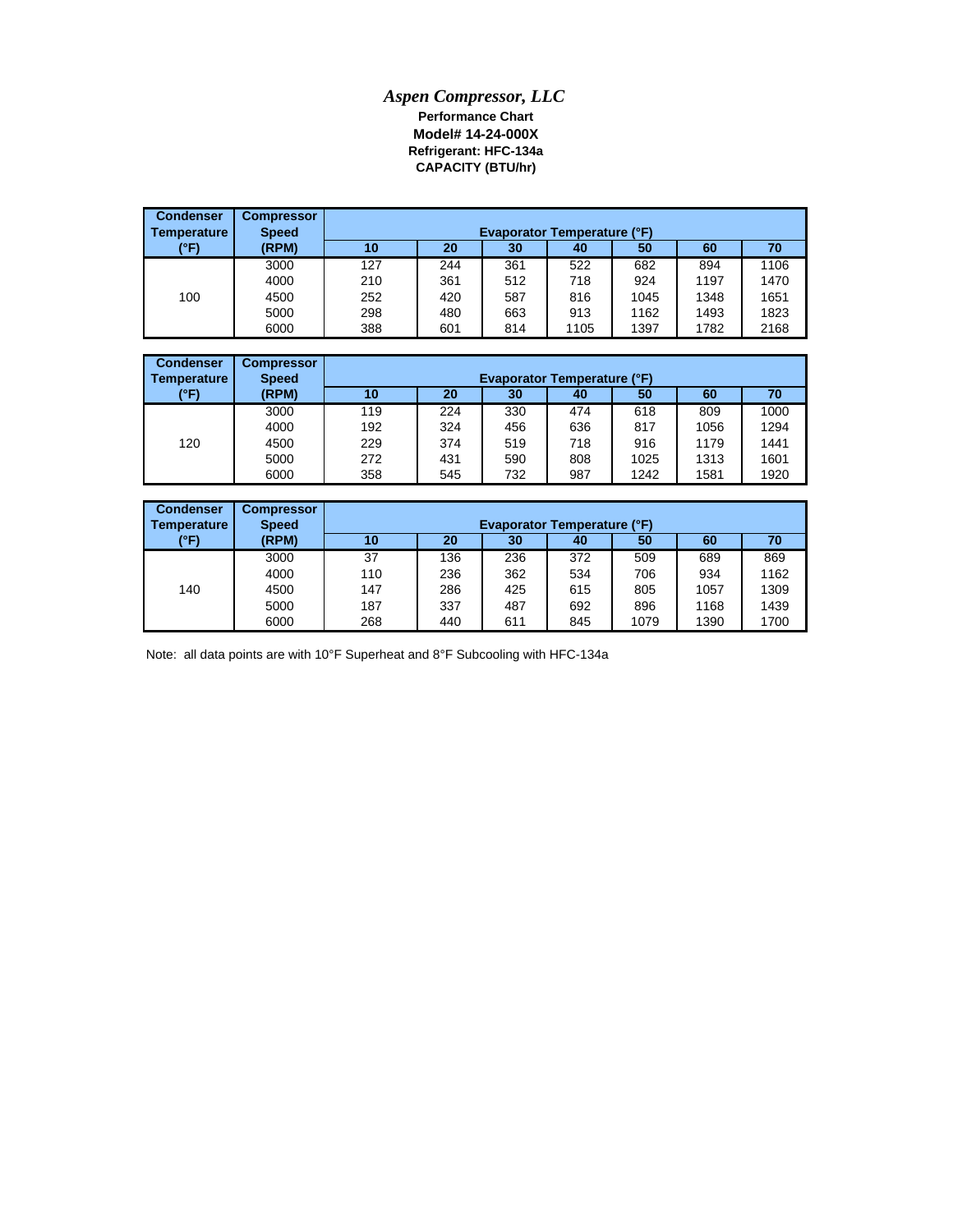# *Aspen Compressor, LLC*

**Performance Chart**

**Model# 14-24-000X**

**Refrigerant: HFC-134a**

**CAPACITY (BTU/hr)**

| Condenser Temperature (°F) | Compressor Speed (RPM) | Evaporator Temperature (°F) | | | | | | |
|---|---|---|---|---|---|---|---|---|
| | | 10 | 20 | 30 | 40 | 50 | 60 | 70 |
| 100 | 3000 | 127 | 244 | 361 | 522 | 682 | 894 | 1106 |
| | 4000 | 210 | 361 | 512 | 718 | 924 | 1197 | 1470 |
| | 4500 | 252 | 420 | 587 | 816 | 1045 | 1348 | 1651 |
| | 5000 | 298 | 480 | 663 | 913 | 1162 | 1493 | 1823 |
| | 6000 | 388 | 601 | 814 | 1105 | 1397 | 1782 | 2168 |

| Condenser Temperature (°F) | Compressor Speed (RPM) | Evaporator Temperature (°F) | | | | | | |
|---|---|---|---|---|---|---|---|---|
| | | 10 | 20 | 30 | 40 | 50 | 60 | 70 |
| 120 | 3000 | 119 | 224 | 330 | 474 | 618 | 809 | 1000 |
| | 4000 | 192 | 324 | 456 | 636 | 817 | 1056 | 1294 |
| | 4500 | 229 | 374 | 519 | 718 | 916 | 1179 | 1441 |
| | 5000 | 272 | 431 | 590 | 808 | 1025 | 1313 | 1601 |
| | 6000 | 358 | 545 | 732 | 987 | 1242 | 1581 | 1920 |

| Condenser Temperature (°F) | Compressor Speed (RPM) | Evaporator Temperature (°F) | | | | | | |
|---|---|---|---|---|---|---|---|---|
| | | 10 | 20 | 30 | 40 | 50 | 60 | 70 |
| 140 | 3000 | 37 | 136 | 236 | 372 | 509 | 689 | 869 |
| | 4000 | 110 | 236 | 362 | 534 | 706 | 934 | 1162 |
| | 4500 | 147 | 286 | 425 | 615 | 805 | 1057 | 1309 |
| | 5000 | 187 | 337 | 487 | 692 | 896 | 1168 | 1439 |
| | 6000 | 268 | 440 | 611 | 845 | 1079 | 1390 | 1700 |

Note: all data points are with 10°F Superheat and 8°F Subcooling with HFC-134a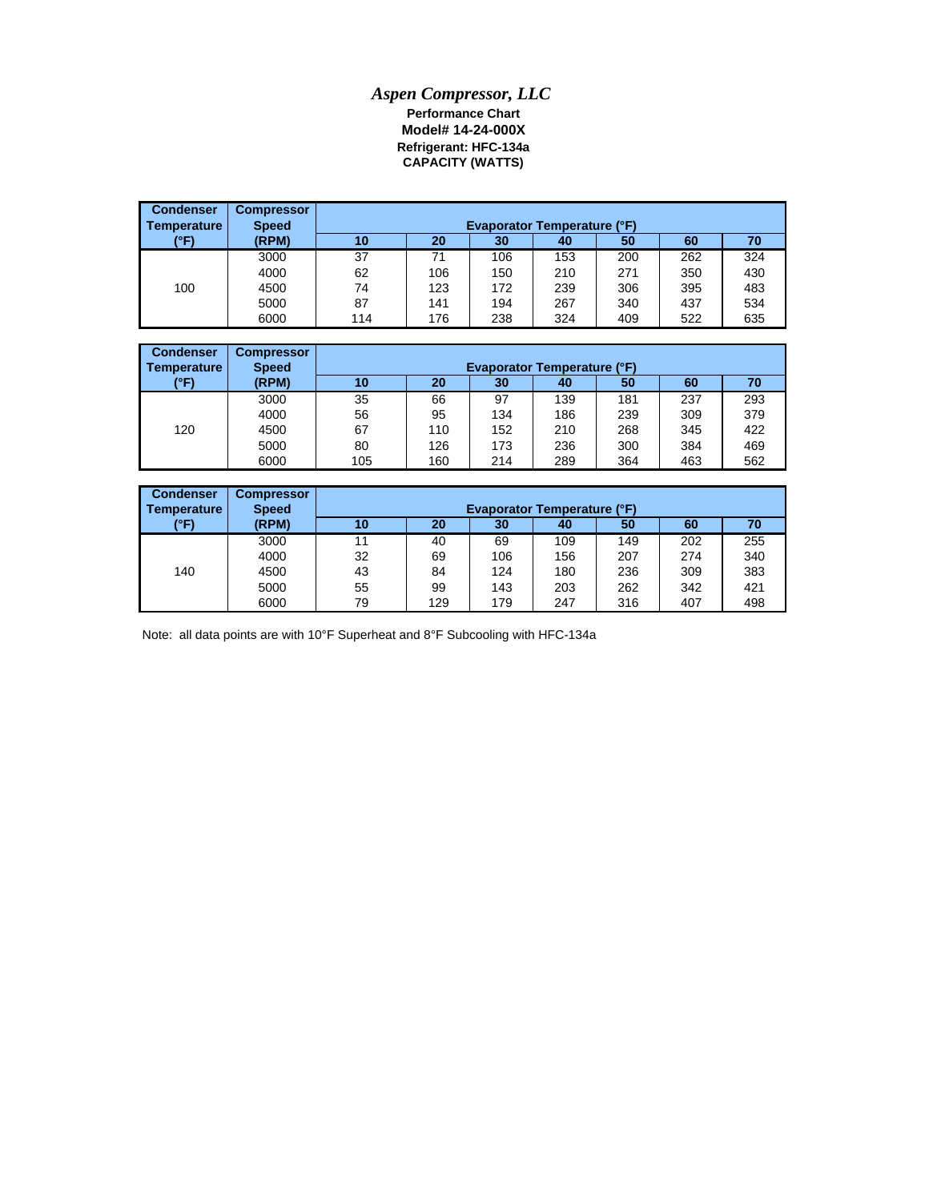*Aspen Compressor, LLC*

**Performance Chart**
**Model# 14-24-000X**
**Refrigerant: HFC-134a**
**CAPACITY (WATTS)**

| Condenser Temperature (°F) | Compressor Speed (RPM) | Evaporator Temperature (°F) | | | | | | |
|---|---|---|---|---|---|---|---|---|
| | | 10 | 20 | 30 | 40 | 50 | 60 | 70 |
| 100 | 3000 | 37 | 71 | 106 | 153 | 200 | 262 | 324 |
| | 4000 | 62 | 106 | 150 | 210 | 271 | 350 | 430 |
| | 4500 | 74 | 123 | 172 | 239 | 306 | 395 | 483 |
| | 5000 | 87 | 141 | 194 | 267 | 340 | 437 | 534 |
| | 6000 | 114 | 176 | 238 | 324 | 409 | 522 | 635 |

| Condenser Temperature (°F) | Compressor Speed (RPM) | Evaporator Temperature (°F) | | | | | | |
|---|---|---|---|---|---|---|---|---|
| | | 10 | 20 | 30 | 40 | 50 | 60 | 70 |
| 120 | 3000 | 35 | 66 | 97 | 139 | 181 | 237 | 293 |
| | 4000 | 56 | 95 | 134 | 186 | 239 | 309 | 379 |
| | 4500 | 67 | 110 | 152 | 210 | 268 | 345 | 422 |
| | 5000 | 80 | 126 | 173 | 236 | 300 | 384 | 469 |
| | 6000 | 105 | 160 | 214 | 289 | 364 | 463 | 562 |

| Condenser Temperature (°F) | Compressor Speed (RPM) | Evaporator Temperature (°F) | | | | | | |
|---|---|---|---|---|---|---|---|---|
| | | 10 | 20 | 30 | 40 | 50 | 60 | 70 |
| 140 | 3000 | 11 | 40 | 69 | 109 | 149 | 202 | 255 |
| | 4000 | 32 | 69 | 106 | 156 | 207 | 274 | 340 |
| | 4500 | 43 | 84 | 124 | 180 | 236 | 309 | 383 |
| | 5000 | 55 | 99 | 143 | 203 | 262 | 342 | 421 |
| | 6000 | 79 | 129 | 179 | 247 | 316 | 407 | 498 |

Note: all data points are with 10°F Superheat and 8°F Subcooling with HFC-134a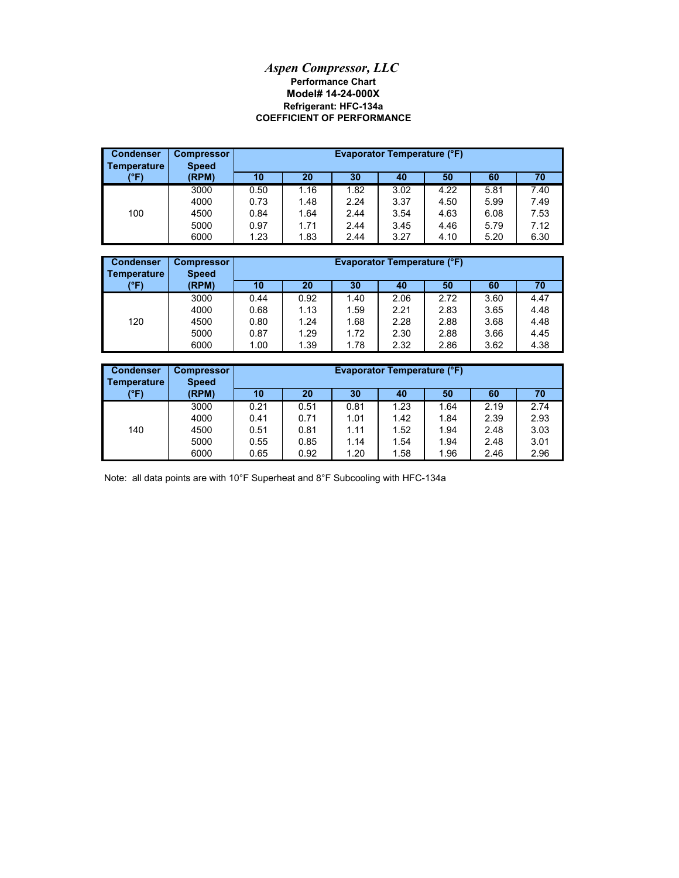*Aspen Compressor, LLC*

**Performance Chart**

**Model# 14-24-000X**

**Refrigerant: HFC-134a**

**COEFFICIENT OF PERFORMANCE**

| Condenser Temperature (°F) | Compressor Speed (RPM) | Evaporator Temperature (°F) | | | | | | |
|---|---|---|---|---|---|---|---|---|
| | | 10 | 20 | 30 | 40 | 50 | 60 | 70 |
| 100 | 3000 | 0.50 | 1.16 | 1.82 | 3.02 | 4.22 | 5.81 | 7.40 |
| | 4000 | 0.73 | 1.48 | 2.24 | 3.37 | 4.50 | 5.99 | 7.49 |
| | 4500 | 0.84 | 1.64 | 2.44 | 3.54 | 4.63 | 6.08 | 7.53 |
| | 5000 | 0.97 | 1.71 | 2.44 | 3.45 | 4.46 | 5.79 | 7.12 |
| | 6000 | 1.23 | 1.83 | 2.44 | 3.27 | 4.10 | 5.20 | 6.30 |

| Condenser Temperature (°F) | Compressor Speed (RPM) | Evaporator Temperature (°F) | | | | | | |
|---|---|---|---|---|---|---|---|---|
| | | 10 | 20 | 30 | 40 | 50 | 60 | 70 |
| 120 | 3000 | 0.44 | 0.92 | 1.40 | 2.06 | 2.72 | 3.60 | 4.47 |
| | 4000 | 0.68 | 1.13 | 1.59 | 2.21 | 2.83 | 3.65 | 4.48 |
| | 4500 | 0.80 | 1.24 | 1.68 | 2.28 | 2.88 | 3.68 | 4.48 |
| | 5000 | 0.87 | 1.29 | 1.72 | 2.30 | 2.88 | 3.66 | 4.45 |
| | 6000 | 1.00 | 1.39 | 1.78 | 2.32 | 2.86 | 3.62 | 4.38 |

| Condenser Temperature (°F) | Compressor Speed (RPM) | Evaporator Temperature (°F) | | | | | | |
|---|---|---|---|---|---|---|---|---|
| | | 10 | 20 | 30 | 40 | 50 | 60 | 70 |
| 140 | 3000 | 0.21 | 0.51 | 0.81 | 1.23 | 1.64 | 2.19 | 2.74 |
| | 4000 | 0.41 | 0.71 | 1.01 | 1.42 | 1.84 | 2.39 | 2.93 |
| | 4500 | 0.51 | 0.81 | 1.11 | 1.52 | 1.94 | 2.48 | 3.03 |
| | 5000 | 0.55 | 0.85 | 1.14 | 1.54 | 1.94 | 2.48 | 3.01 |
| | 6000 | 0.65 | 0.92 | 1.20 | 1.58 | 1.96 | 2.46 | 2.96 |

Note: all data points are with 10°F Superheat and 8°F Subcooling with HFC-134a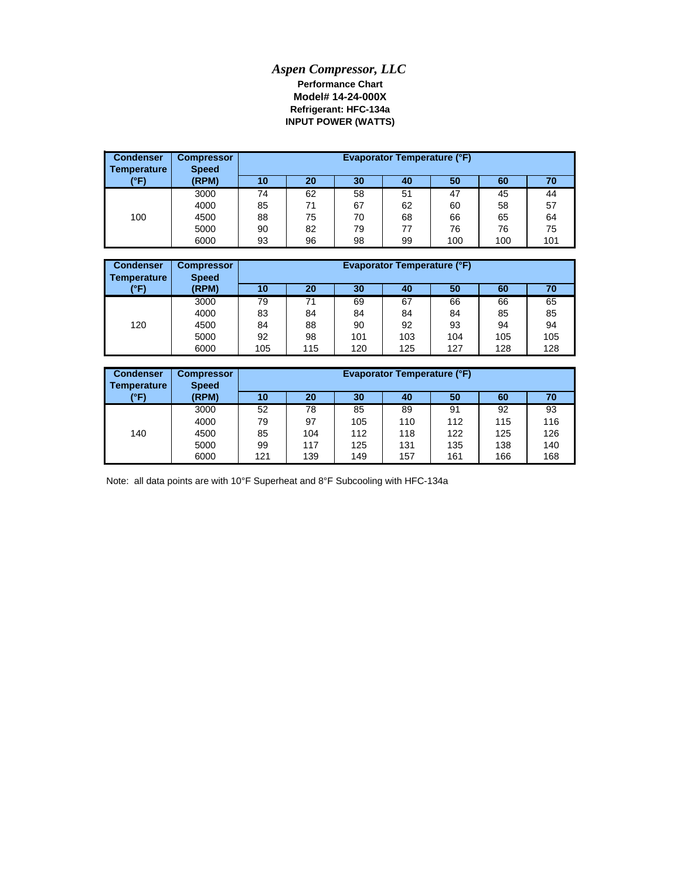*Aspen Compressor, LLC*

**Performance Chart**

**Model# 14-24-000X**

**Refrigerant: HFC-134a**

**INPUT POWER (WATTS)**

| Condenser Temperature (°F) | Compressor Speed (RPM) | Evaporator Temperature (°F) | | | | | | |
|---|---|---|---|---|---|---|---|---|
| | | 10 | 20 | 30 | 40 | 50 | 60 | 70 |
| 100 | 3000 | 74 | 62 | 58 | 51 | 47 | 45 | 44 |
| | 4000 | 85 | 71 | 67 | 62 | 60 | 58 | 57 |
| | 4500 | 88 | 75 | 70 | 68 | 66 | 65 | 64 |
| | 5000 | 90 | 82 | 79 | 77 | 76 | 76 | 75 |
| | 6000 | 93 | 96 | 98 | 99 | 100 | 100 | 101 |

| Condenser Temperature (°F) | Compressor Speed (RPM) | Evaporator Temperature (°F) | | | | | | |
|---|---|---|---|---|---|---|---|---|
| | | 10 | 20 | 30 | 40 | 50 | 60 | 70 |
| 120 | 3000 | 79 | 71 | 69 | 67 | 66 | 66 | 65 |
| | 4000 | 83 | 84 | 84 | 84 | 84 | 85 | 85 |
| | 4500 | 84 | 88 | 90 | 92 | 93 | 94 | 94 |
| | 5000 | 92 | 98 | 101 | 103 | 104 | 105 | 105 |
| | 6000 | 105 | 115 | 120 | 125 | 127 | 128 | 128 |

| Condenser Temperature (°F) | Compressor Speed (RPM) | Evaporator Temperature (°F) | | | | | | |
|---|---|---|---|---|---|---|---|---|
| | | 10 | 20 | 30 | 40 | 50 | 60 | 70 |
| 140 | 3000 | 52 | 78 | 85 | 89 | 91 | 92 | 93 |
| | 4000 | 79 | 97 | 105 | 110 | 112 | 115 | 116 |
| | 4500 | 85 | 104 | 112 | 118 | 122 | 125 | 126 |
| | 5000 | 99 | 117 | 125 | 131 | 135 | 138 | 140 |
| | 6000 | 121 | 139 | 149 | 157 | 161 | 166 | 168 |

Note: all data points are with 10°F Superheat and 8°F Subcooling with HFC-134a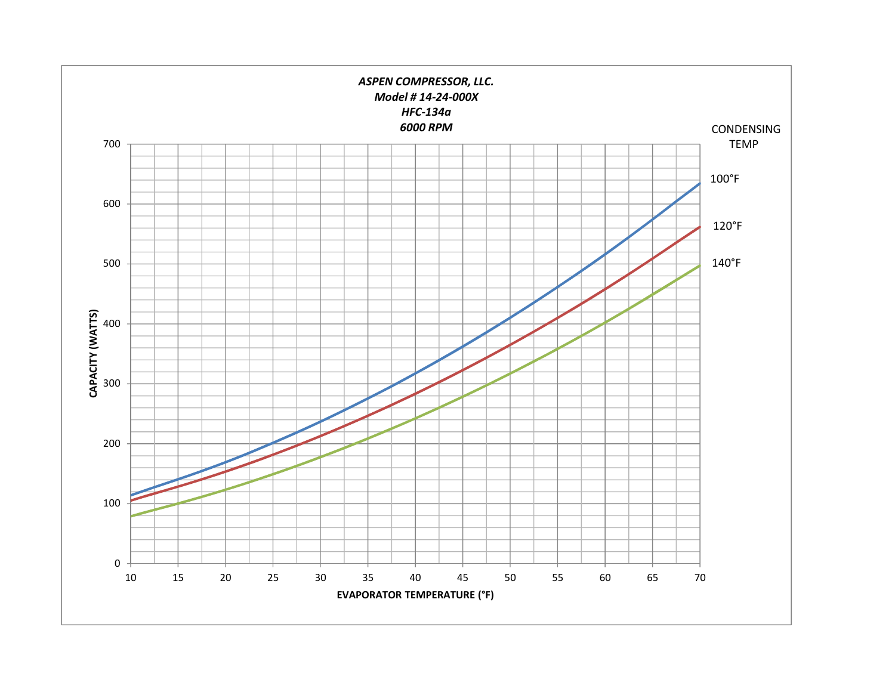*ASPEN COMPRESSOR, LLC.*
*Model # 14-24-000X*
*HFC-134a*
*6000 RPM*

CAPACITY (WATTS)

EVAPORATOR TEMPERATURE (°F)

CONDENSING TEMP

100°F

120°F

140°F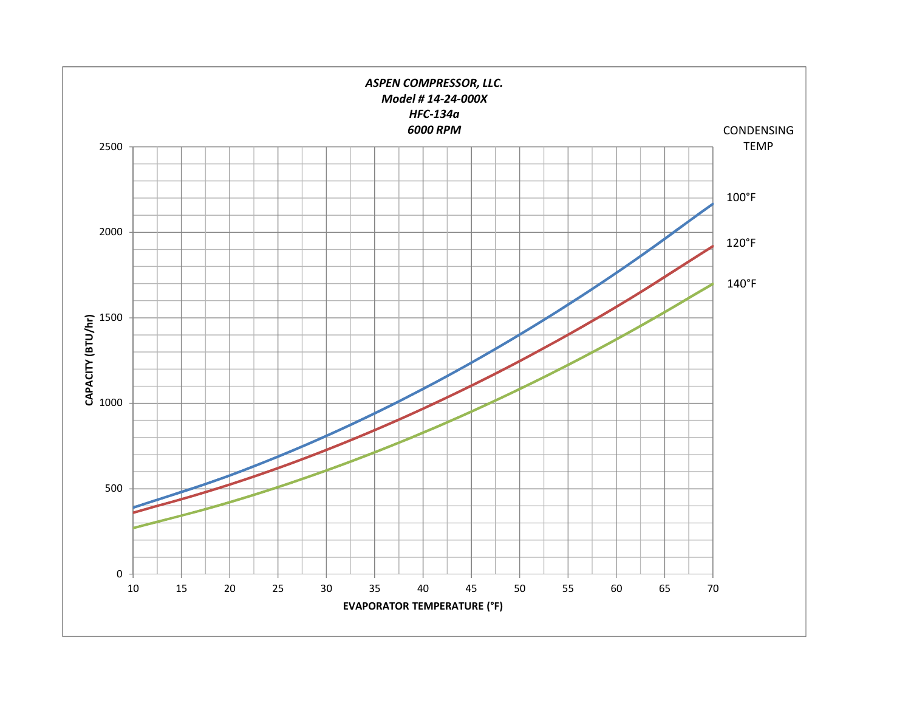***ASPEN COMPRESSOR, LLC.***
***Model # 14-24-000X***
***HFC-134a***
***6000 RPM***

CONDENSING TEMP

- 100°F
- 120°F
- 140°F

**CAPACITY (BTU/hr)**: 0, 500, 1000, 1500, 2000, 2500

**EVAPORATOR TEMPERATURE (°F)**: 10, 15, 20, 25, 30, 35, 40, 45, 50, 55, 60, 65, 70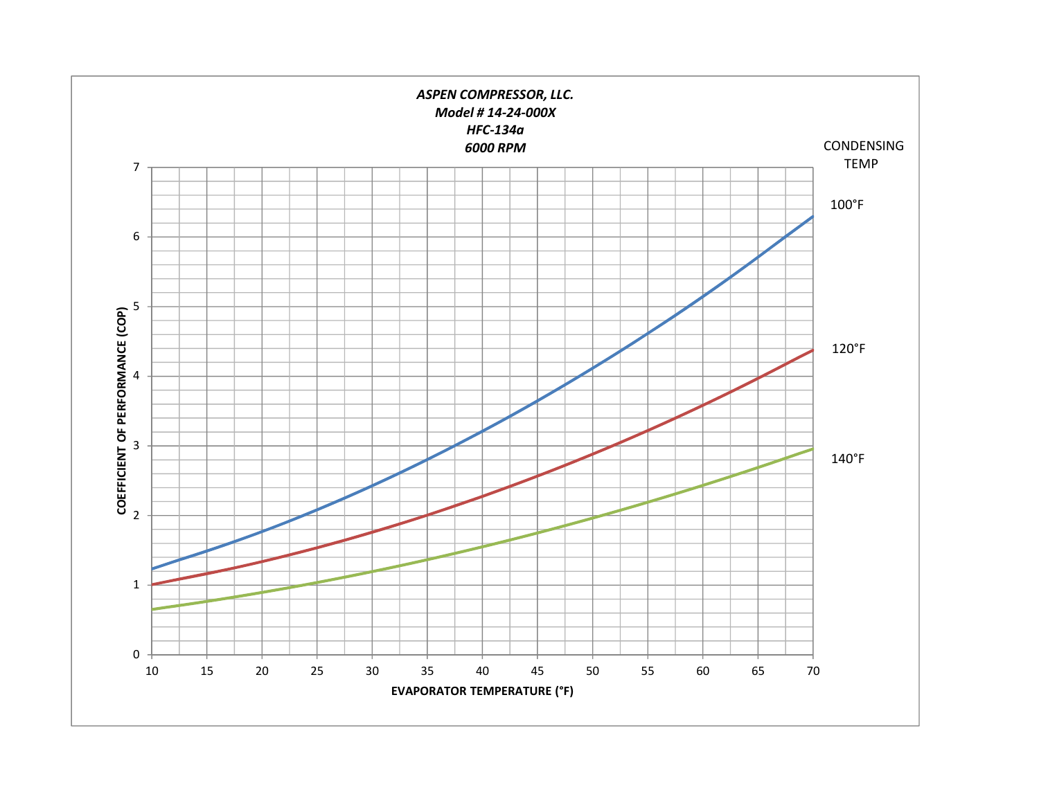*ASPEN COMPRESSOR, LLC.*
*Model # 14-24-000X*
*HFC-134a*
*6000 RPM*

CONDENSING TEMP

100°F

120°F

140°F

COEFFICIENT OF PERFORMANCE (COP)

0
1
2
3
4
5
6
7

10 15 20 25 30 35 40 45 50 55 60 65 70

EVAPORATOR TEMPERATURE (°F)